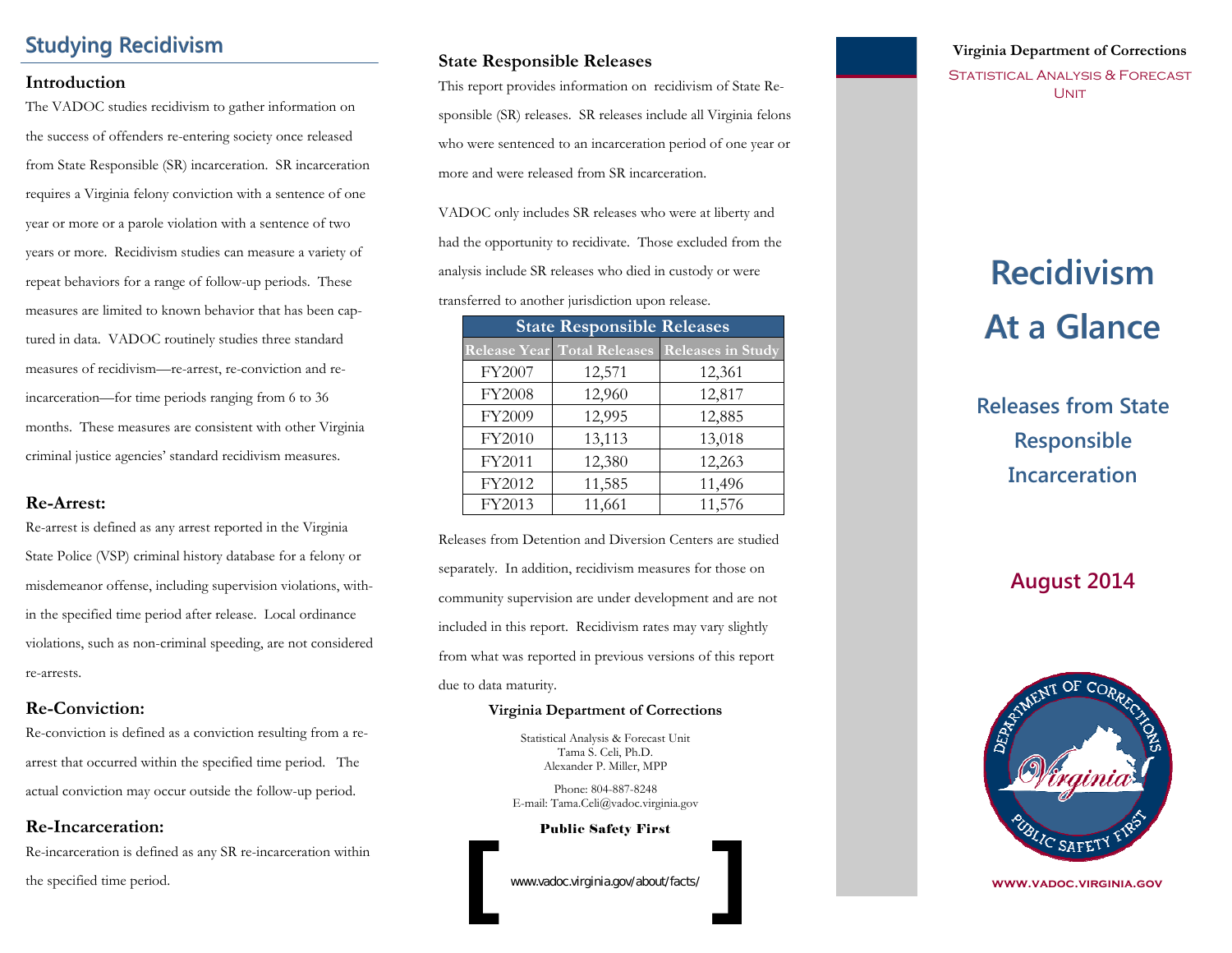## Studying Recidivism

### Introduction

The VADOC studies recidivism to gather information on the success of offenders re-entering society once released from State Responsible (SR) incarceration. SR incarceration requires a Virginia felony conviction with a sentence of one year or more or a parole violation with a sentence of two years or more. Recidivism studies can measure a variety of repeat behaviors for a range of follow-up periods. These measures are limited to known behavior that has been captured in data. VADOC routinely studies three standard measures of recidivism—re-arrest, re-conviction and re-incarceration—for time periods ranging from 6 to 36 months. These measures are consistent with other Virginia criminal justice agencies' standard recidivism measures.

### Re-Arrest:

Re-arrest is defined as any arrest reported in the Virginia State Police (VSP) criminal history database for a felony or misdemeanor offense, including supervision violations, within the specified time period after release. Local ordinance violations, such as non-criminal speeding, are not considered re-arrests.

### Re-Conviction:

Re-conviction is defined as a conviction resulting from a re-arrest that occurred within the specified time period. The actual conviction may occur outside the follow-up period.

### Re-Incarceration:

Re-incarceration is defined as any SR re-incarceration within the specified time period.

### State Responsible Releases

This report provides information on recidivism of State Responsible (SR) releases. SR releases include all Virginia felons who were sentenced to an incarceration period of one year or more and were released from SR incarceration.

VADOC only includes SR releases who were at liberty and had the opportunity to recidivate. Those excluded from the analysis include SR releases who died in custody or were transferred to another jurisdiction upon release.

| State Responsible Releases | | |
|---|---|---|
| Release Year | Total Releases | Releases in Study |
| FY2007 | 12,571 | 12,361 |
| FY2008 | 12,960 | 12,817 |
| FY2009 | 12,995 | 12,885 |
| FY2010 | 13,113 | 13,018 |
| FY2011 | 12,380 | 12,263 |
| FY2012 | 11,585 | 11,496 |
| FY2013 | 11,661 | 11,576 |

Releases from Detention and Diversion Centers are studied separately. In addition, recidivism measures for those on community supervision are under development and are not included in this report. Recidivism rates may vary slightly from what was reported in previous versions of this report due to data maturity.

**Virginia Department of Corrections**

Statistical Analysis & Forecast Unit
Tama S. Celi, Ph.D.
Alexander P. Miller, MPP

Phone: 804-887-8248
E-mail: Tama.Celi@vadoc.virginia.gov

**Public Safety First**

[ www.vadoc.virginia.gov/about/facts/ ]

**Virginia Department of Corrections**

STATISTICAL ANALYSIS & FORECAST UNIT

# Recidivism At a Glance

## Releases from State Responsible Incarceration

## August 2014

DEPARTMENT OF CORRECTIONS
Virginia
PUBLIC SAFETY FIRST

WWW.VADOC.VIRGINIA.GOV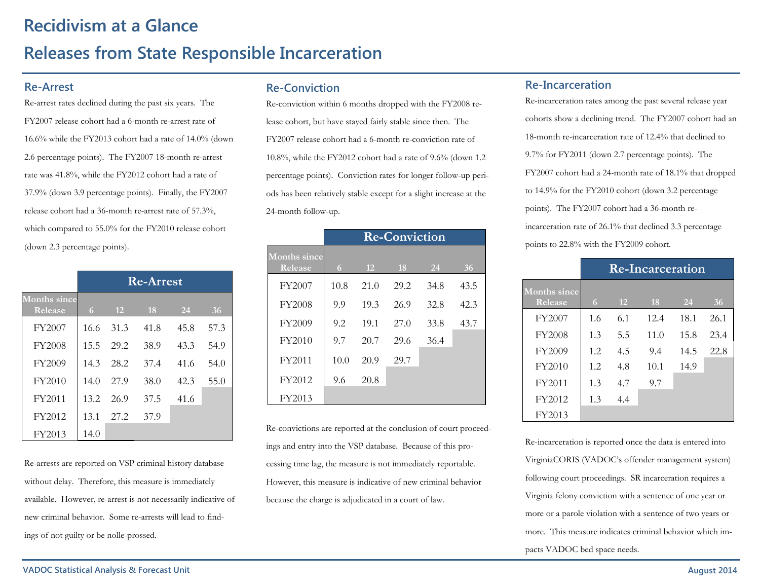# Recidivism at a Glance

# Releases from State Responsible Incarceration

## Re-Arrest

Re-arrest rates declined during the past six years. The FY2007 release cohort had a 6-month re-arrest rate of 16.6% while the FY2013 cohort had a rate of 14.0% (down 2.6 percentage points). The FY2007 18-month re-arrest rate was 41.8%, while the FY2012 cohort had a rate of 37.9% (down 3.9 percentage points). Finally, the FY2007 release cohort had a 36-month re-arrest rate of 57.3%, which compared to 55.0% for the FY2010 release cohort (down 2.3 percentage points).

| | Re-Arrest | | | | |
|---|---|---|---|---|---|
| Months since Release | 6 | 12 | 18 | 24 | 36 |
| FY2007 | 16.6 | 31.3 | 41.8 | 45.8 | 57.3 |
| FY2008 | 15.5 | 29.2 | 38.9 | 43.3 | 54.9 |
| FY2009 | 14.3 | 28.2 | 37.4 | 41.6 | 54.0 |
| FY2010 | 14.0 | 27.9 | 38.0 | 42.3 | 55.0 |
| FY2011 | 13.2 | 26.9 | 37.5 | 41.6 | |
| FY2012 | 13.1 | 27.2 | 37.9 | | |
| FY2013 | 14.0 | | | | |

Re-arrests are reported on VSP criminal history database without delay. Therefore, this measure is immediately available. However, re-arrest is not necessarily indicative of new criminal behavior. Some re-arrests will lead to findings of not guilty or be nolle-prossed.

## Re-Conviction

Re-conviction within 6 months dropped with the FY2008 release cohort, but have stayed fairly stable since then. The FY2007 release cohort had a 6-month re-conviction rate of 10.8%, while the FY2012 cohort had a rate of 9.6% (down 1.2 percentage points). Conviction rates for longer follow-up periods has been relatively stable except for a slight increase at the 24-month follow-up.

| | Re-Conviction | | | | |
|---|---|---|---|---|---|
| Months since Release | 6 | 12 | 18 | 24 | 36 |
| FY2007 | 10.8 | 21.0 | 29.2 | 34.8 | 43.5 |
| FY2008 | 9.9 | 19.3 | 26.9 | 32.8 | 42.3 |
| FY2009 | 9.2 | 19.1 | 27.0 | 33.8 | 43.7 |
| FY2010 | 9.7 | 20.7 | 29.6 | 36.4 | |
| FY2011 | 10.0 | 20.9 | 29.7 | | |
| FY2012 | 9.6 | 20.8 | | | |
| FY2013 | | | | | |

Re-convictions are reported at the conclusion of court proceedings and entry into the VSP database. Because of this processing time lag, the measure is not immediately reportable. However, this measure is indicative of new criminal behavior because the charge is adjudicated in a court of law.

## Re-Incarceration

Re-incarceration rates among the past several release year cohorts show a declining trend. The FY2007 cohort had an 18-month re-incarceration rate of 12.4% that declined to 9.7% for FY2011 (down 2.7 percentage points). The FY2007 cohort had a 24-month rate of 18.1% that dropped to 14.9% for the FY2010 cohort (down 3.2 percentage points). The FY2007 cohort had a 36-month re-incarceration rate of 26.1% that declined 3.3 percentage points to 22.8% with the FY2009 cohort.

| | Re-Incarceration | | | | |
|---|---|---|---|---|---|
| Months since Release | 6 | 12 | 18 | 24 | 36 |
| FY2007 | 1.6 | 6.1 | 12.4 | 18.1 | 26.1 |
| FY2008 | 1.3 | 5.5 | 11.0 | 15.8 | 23.4 |
| FY2009 | 1.2 | 4.5 | 9.4 | 14.5 | 22.8 |
| FY2010 | 1.2 | 4.8 | 10.1 | 14.9 | |
| FY2011 | 1.3 | 4.7 | 9.7 | | |
| FY2012 | 1.3 | 4.4 | | | |
| FY2013 | | | | | |

Re-incarceration is reported once the data is entered into VirginiaCORIS (VADOC's offender management system) following court proceedings. SR incarceration requires a Virginia felony conviction with a sentence of one year or more or a parole violation with a sentence of two years or more. This measure indicates criminal behavior which impacts VADOC bed space needs.